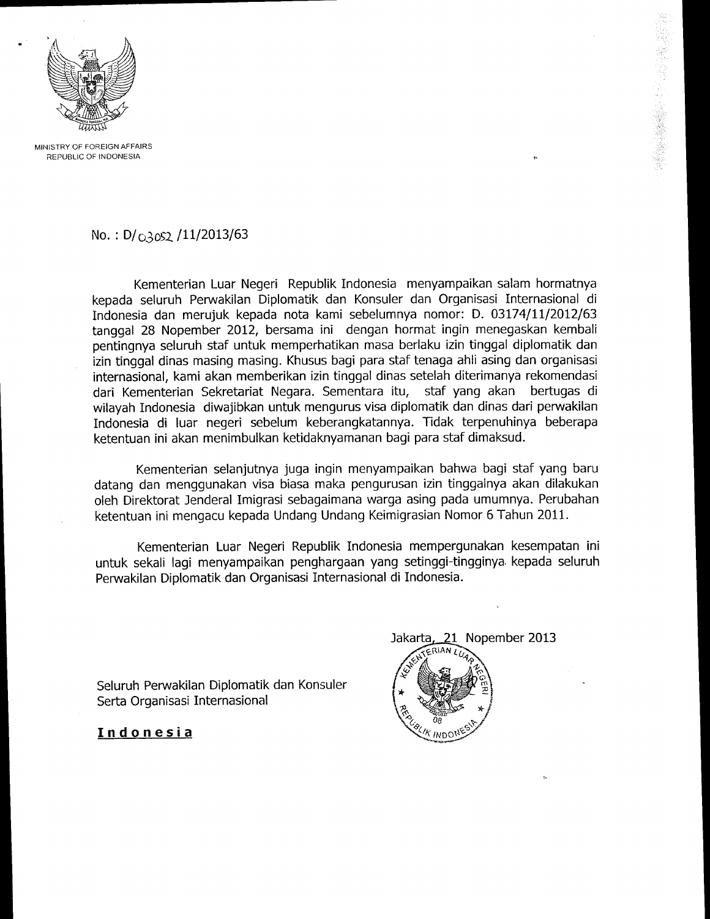MINISTRY OF FOREIGN AFFAIRS
REPUBLIC OF INDONESIA

No. : D/03052 /11/2013/63

Kementerian Luar Negeri Republik Indonesia menyampaikan salam hormatnya kepada seluruh Perwakilan Diplomatik dan Konsuler dan Organisasi Internasional di Indonesia dan merujuk kepada nota kami sebelumnya nomor: D. 03174/11/2012/63 tanggal 28 Nopember 2012, bersama ini dengan hormat ingin menegaskan kembali pentingnya seluruh staf untuk memperhatikan masa berlaku izin tinggal diplomatik dan izin tinggal dinas masing masing. Khusus bagi para staf tenaga ahli asing dan organisasi internasional, kami akan memberikan izin tinggal dinas setelah diterimanya rekomendasi dari Kementerian Sekretariat Negara. Sementara itu, staf yang akan bertugas di wilayah Indonesia diwajibkan untuk mengurus visa diplomatik dan dinas dari perwakilan Indonesia di luar negeri sebelum keberangkatannya. Tidak terpenuhinya beberapa ketentuan ini akan menimbulkan ketidaknyamanan bagi para staf dimaksud.

Kementerian selanjutnya juga ingin menyampaikan bahwa bagi staf yang baru datang dan menggunakan visa biasa maka pengurusan izin tinggalnya akan dilakukan oleh Direktorat Jenderal Imigrasi sebagaimana warga asing pada umumnya. Perubahan ketentuan ini mengacu kepada Undang Undang Keimigrasian Nomor 6 Tahun 2011.

Kementerian Luar Negeri Republik Indonesia mempergunakan kesempatan ini untuk sekali lagi menyampaikan penghargaan yang setinggi-tingginya kepada seluruh Perwakilan Diplomatik dan Organisasi Internasional di Indonesia.

Jakarta, 21 Nopember 2013

Seluruh Perwakilan Diplomatik dan Konsuler
Serta Organisasi Internasional

**Indonesia**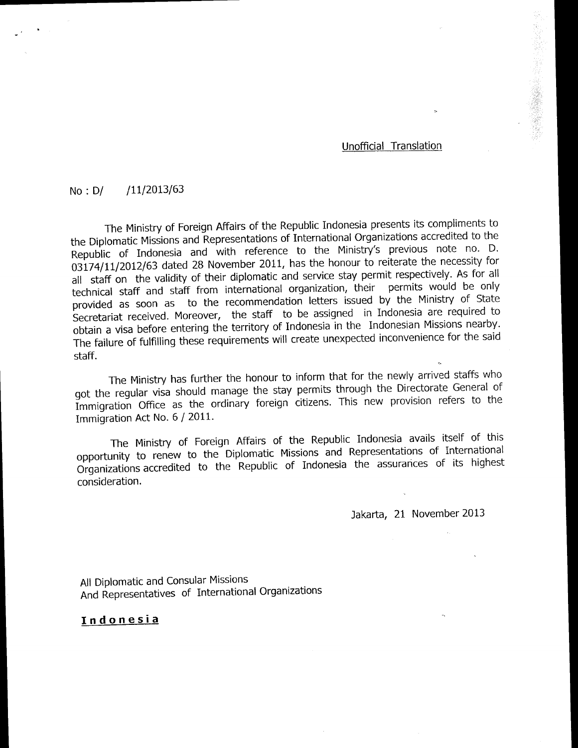Unofficial Translation

No : D/ /11/2013/63

The Ministry of Foreign Affairs of the Republic Indonesia presents its compliments to the Diplomatic Missions and Representations of International Organizations accredited to the Republic of Indonesia and with reference to the Ministry's previous note no. D. 03174/11/2012/63 dated 28 November 2011, has the honour to reiterate the necessity for all staff on the validity of their diplomatic and service stay permit respectively. As for all technical staff and staff from international organization, their permits would be only provided as soon as to the recommendation letters issued by the Ministry of State Secretariat received. Moreover, the staff to be assigned in Indonesia are required to obtain a visa before entering the territory of Indonesia in the Indonesian Missions nearby. The failure of fulfilling these requirements will create unexpected inconvenience for the said staff.

The Ministry has further the honour to inform that for the newly arrived staffs who got the regular visa should manage the stay permits through the Directorate General of Immigration Office as the ordinary foreign citizens. This new provision refers to the Immigration Act No. 6 / 2011.

The Ministry of Foreign Affairs of the Republic Indonesia avails itself of this opportunity to renew to the Diplomatic Missions and Representations of International Organizations accredited to the Republic of Indonesia the assurances of its highest consideration.

Jakarta, 21 November 2013

All Diplomatic and Consular Missions
And Representatives of International Organizations

**Indonesia**